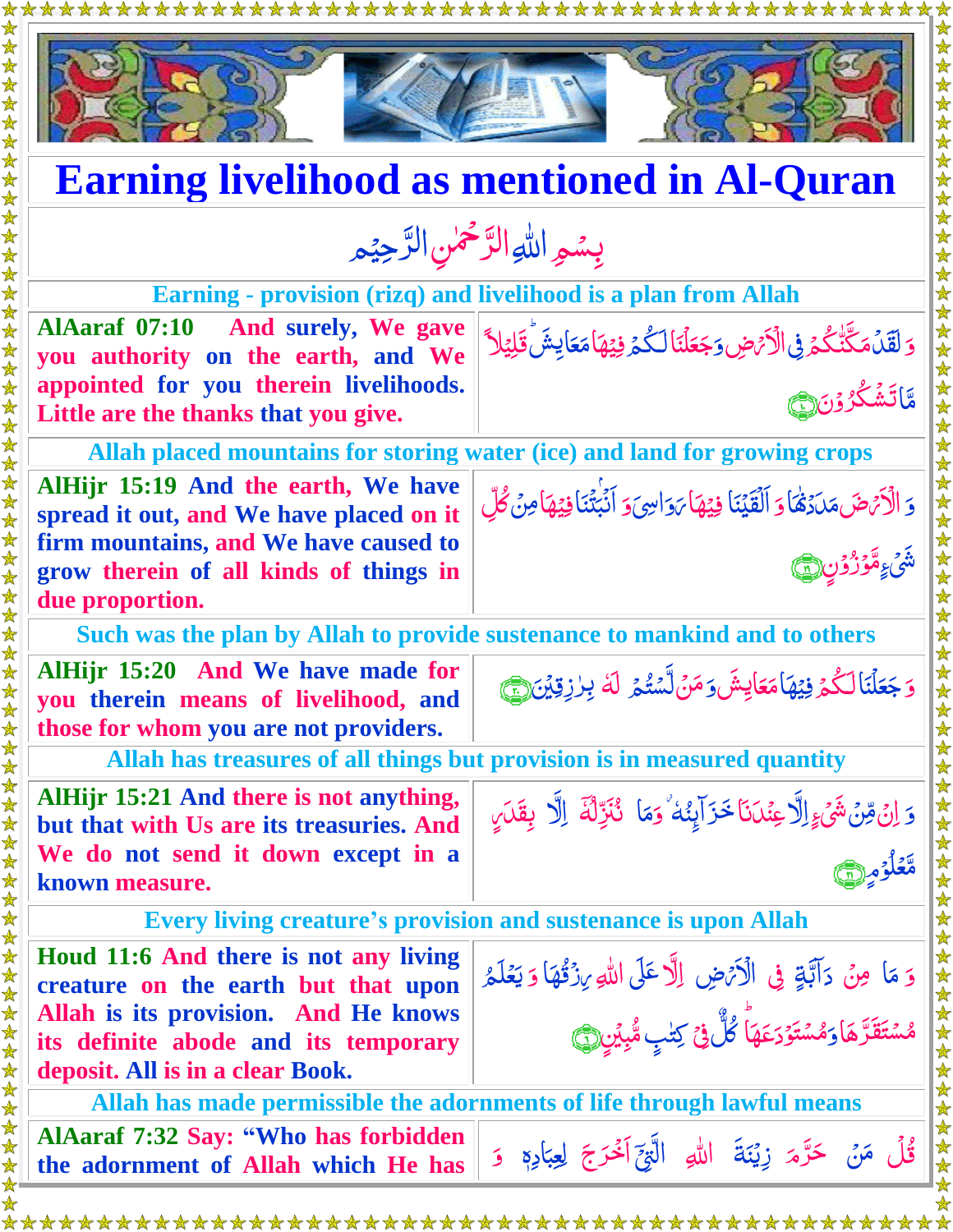# Earning livelihood as mentioned in Al-Quran

بِسۡمِ اللّٰہِ الرَّحۡمٰنِ الرَّحِیۡم

## Earning - provision (rizq) and livelihood is a plan from Allah

| | |
|---|---|
| **AlAaraf 07:10** And surely, We gave you authority on the earth, and We appointed for you therein livelihoods. Little are the thanks that you give. | وَ لَقَدۡ مَکَّنّٰکُمۡ فِی الۡاَرۡضِ وَ جَعَلۡنَا لَکُمۡ فِیۡہَا مَعَایِشَ ؕ قَلِیۡلًا مَّا تَشۡکُرُوۡنَ ﴿۱۰﴾ |

## Allah placed mountains for storing water (ice) and land for growing crops

| | |
|---|---|
| **AlHijr 15:19** And the earth, We have spread it out, and We have placed on it firm mountains, and We have caused to grow therein of all kinds of things in due proportion. | وَ الۡاَرۡضَ مَدَدۡنٰہَا وَ اَلۡقَیۡنَا فِیۡہَا رَوَاسِیَ وَ اَنۡۢبَتۡنَا فِیۡہَا مِنۡ کُلِّ شَیۡءٍ مَّوۡزُوۡنٍ ﴿۱۹﴾ |

## Such was the plan by Allah to provide sustenance to mankind and to others

| | |
|---|---|
| **AlHijr 15:20** And We have made for you therein means of livelihood, and those for whom you are not providers. | وَ جَعَلۡنَا لَکُمۡ فِیۡہَا مَعَایِشَ وَ مَنۡ لَّسۡتُمۡ لَہٗ بِرٰزِقِیۡنَ ﴿۲۰﴾ |

## Allah has treasures of all things but provision is in measured quantity

| | |
|---|---|
| **AlHijr 15:21** And there is not anything, but that with Us are its treasures. And We do not send it down except in a known measure. | وَ اِنۡ مِّنۡ شَیۡءٍ اِلَّا عِنۡدَنَا خَزَآئِنُہٗ ۫ وَ مَا نُنَزِّلُہٗۤ اِلَّا بِقَدَرٍ مَّعۡلُوۡمٍ ﴿۲۱﴾ |

## Every living creature's provision and sustenance is upon Allah

| | |
|---|---|
| **Houd 11:6** And there is not any living creature on the earth but that upon Allah is its provision. And He knows its definite abode and its temporary deposit. All is in a clear Book. | وَ مَا مِنۡ دَآبَّۃٍ فِی الۡاَرۡضِ اِلَّا عَلَی اللّٰہِ رِزۡقُہَا وَ یَعۡلَمُ مُسۡتَقَرَّہَا وَ مُسۡتَوۡدَعَہَا ؕ کُلٌّ فِیۡ کِتٰبٍ مُّبِیۡنٍ ﴿۶﴾ |

## Allah has made permissible the adornments of life through lawful means

| | |
|---|---|
| **AlAaraf 7:32** Say: "Who has forbidden the adornment of Allah which He has | قُلۡ مَنۡ حَرَّمَ زِیۡنَۃَ اللّٰہِ الَّتِیۡۤ اَخۡرَجَ لِعِبَادِہٖ وَ |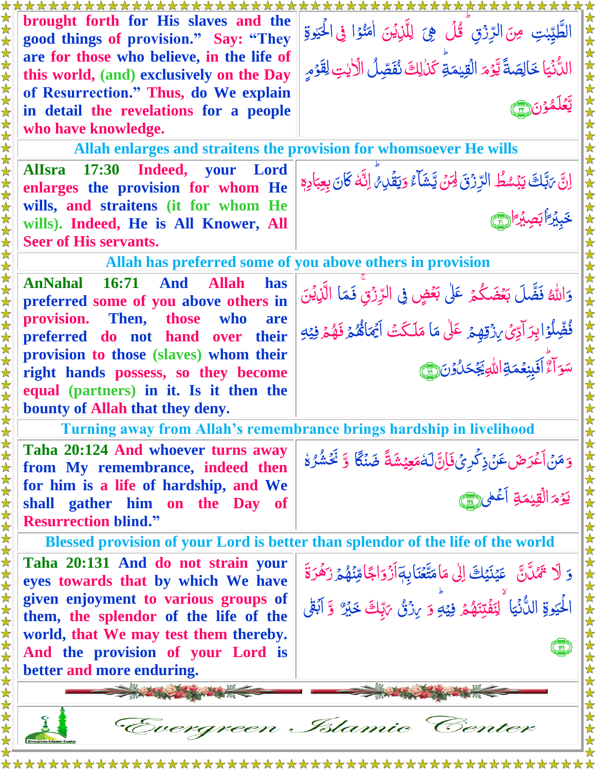brought forth for His slaves and the good things of provision." Say: "They are for those who believe, in the life of this world, (and) exclusively on the Day of Resurrection." Thus, do We explain in detail the revelations for a people who have knowledge.

الطَّيِّبٰتِ مِنَ الرِّزْقِ ؕ قُلْ هِيَ لِلَّذِيْنَ اٰمَنُوْا فِي الْحَيٰوةِ الدُّنْيَا خَالِصَةً يَّوْمَ الْقِيٰمَةِ ؕ كَذٰلِكَ نُفَصِّلُ الْاٰيٰتِ لِقَوْمٍ يَّعْلَمُوْنَ ﴿۳۲﴾

## Allah enlarges and straitens the provision for whomsoever He wills

**AlIsra 17:30** Indeed, your Lord enlarges the provision for whom He wills, and straitens (it for whom He wills). Indeed, He is All Knower, All Seer of His servants.

اِنَّ رَبَّكَ يَبْسُطُ الرِّزْقَ لِمَنْ يَّشَآءُ وَيَقْدِرُ ؕ اِنَّهٗ كَانَ بِعِبَادِهٖ خَبِيْرًۢا بَصِيْرًا ﴿۳۰﴾

## Allah has preferred some of you above others in provision

**AnNahal 16:71** And Allah has preferred some of you above others in provision. Then, those who are preferred do not hand over their provision to those (slaves) whom their right hands possess, so they become equal (partners) in it. Is it then the bounty of Allah that they deny.

وَاللّٰهُ فَضَّلَ بَعْضَكُمْ عَلٰى بَعْضٍ فِي الرِّزْقِ ۚ فَمَا الَّذِيْنَ فُضِّلُوْا بِرَآدِّيْ رِزْقِهِمْ عَلٰى مَا مَلَكَتْ اَيْمَانُهُمْ فَهُمْ فِيْهِ سَوَآءٌ ؕ اَفَبِنِعْمَةِ اللّٰهِ يَجْحَدُوْنَ ﴿۷۱﴾

## Turning away from Allah's remembrance brings hardship in livelihood

**Taha 20:124** And whoever turns away from My remembrance, indeed then for him is a life of hardship, and We shall gather him on the Day of Resurrection blind."

وَمَنْ اَعْرَضَ عَنْ ذِكْرِيْ فَاِنَّ لَهٗ مَعِيْشَةً ضَنْكًا وَّ نَحْشُرُهٗ يَوْمَ الْقِيٰمَةِ اَعْمٰى ﴿۱۲۴﴾

## Blessed provision of your Lord is better than splendor of the life of the world

**Taha 20:131** And do not strain your eyes towards that by which We have given enjoyment to various groups of them, the splendor of the life of the world, that We may test them thereby. And the provision of your Lord is better and more enduring.

وَ لَا تَمُدَّنَّ عَيْنَيْكَ اِلٰى مَا مَتَّعْنَا بِهٖۤ اَزْوَاجًا مِّنْهُمْ زَهْرَةَ الْحَيٰوةِ الدُّنْيَا ۙ لِنَفْتِنَهُمْ فِيْهِ ؕ وَ رِزْقُ رَبِّكَ خَيْرٌ وَّ اَبْقٰى ﴿۱۳۱﴾

Evergreen Islamic Center